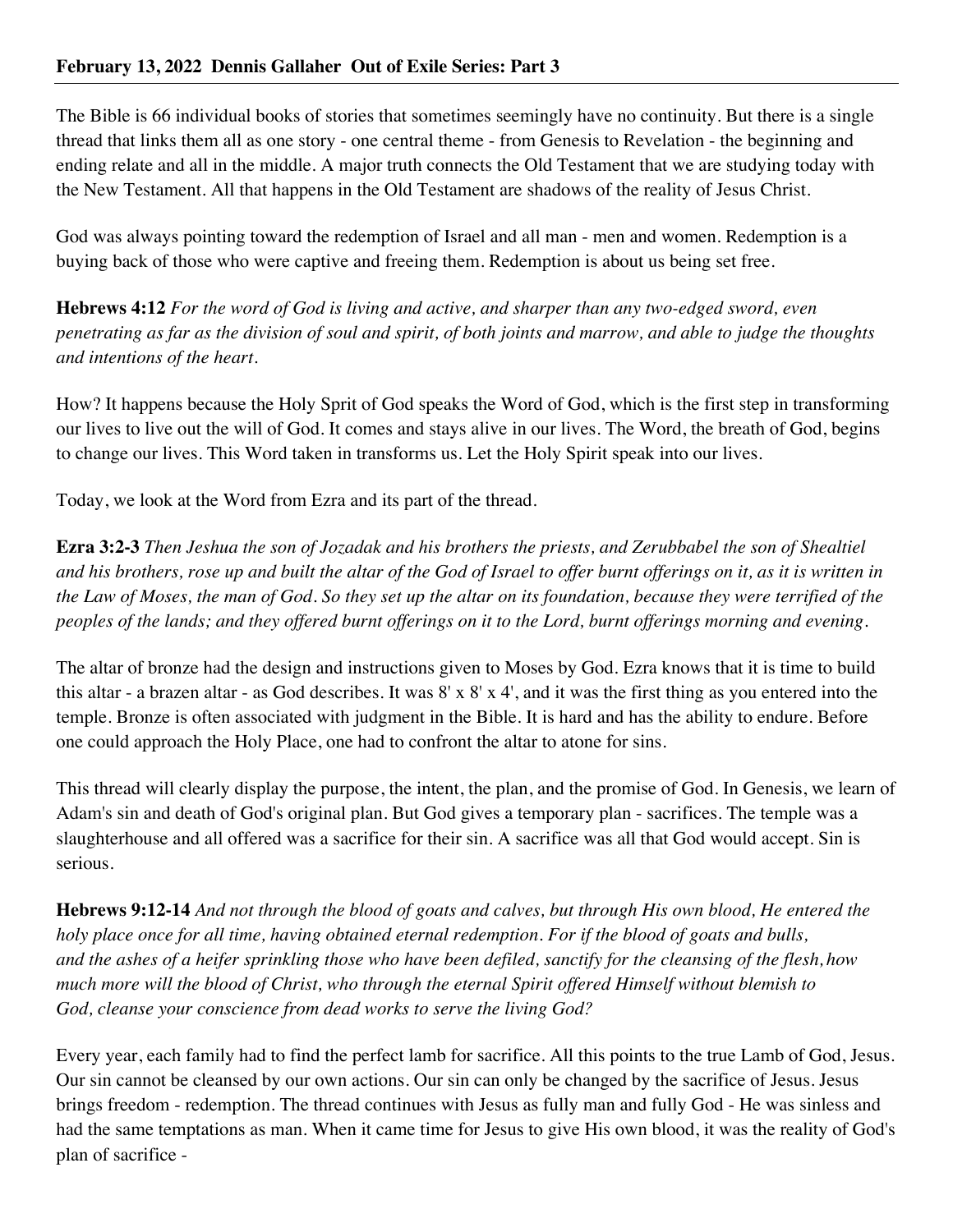**February 13, 2022 Dennis Gallaher Out of Exile Series: Part 3**

The Bible is 66 individual books of stories that sometimes seemingly have no continuity. But there is a single thread that links them all as one story - one central theme - from Genesis to Revelation - the beginning and ending relate and all in the middle. A major truth connects the Old Testament that we are studying today with the New Testament. All that happens in the Old Testament are shadows of the reality of Jesus Christ.

God was always pointing toward the redemption of Israel and all man - men and women. Redemption is a buying back of those who were captive and freeing them. Redemption is about us being set free.

**Hebrews 4:12** *For the word of God is living and active, and sharper than any two-edged sword, even penetrating as far as the division of soul and spirit, of both joints and marrow, and able to judge the thoughts and intentions of the heart.*

How? It happens because the Holy Sprit of God speaks the Word of God, which is the first step in transforming our lives to live out the will of God. It comes and stays alive in our lives. The Word, the breath of God, begins to change our lives. This Word taken in transforms us. Let the Holy Spirit speak into our lives.

Today, we look at the Word from Ezra and its part of the thread.

**Ezra 3:2-3** *Then Jeshua the son of Jozadak and his brothers the priests, and Zerubbabel the son of Shealtiel and his brothers, rose up and built the altar of the God of Israel to offer burnt offerings on it, as it is written in the Law of Moses, the man of God. So they set up the altar on its foundation, because they were terrified of the peoples of the lands; and they offered burnt offerings on it to the Lord, burnt offerings morning and evening.*

The altar of bronze had the design and instructions given to Moses by God. Ezra knows that it is time to build this altar - a brazen altar - as God describes. It was 8' x 8' x 4', and it was the first thing as you entered into the temple. Bronze is often associated with judgment in the Bible. It is hard and has the ability to endure. Before one could approach the Holy Place, one had to confront the altar to atone for sins.

This thread will clearly display the purpose, the intent, the plan, and the promise of God. In Genesis, we learn of Adam's sin and death of God's original plan. But God gives a temporary plan - sacrifices. The temple was a slaughterhouse and all offered was a sacrifice for their sin. A sacrifice was all that God would accept. Sin is serious.

**Hebrews 9:12-14** *And not through the blood of goats and calves, but through His own blood, He entered the holy place once for all time, having obtained eternal redemption. For if the blood of goats and bulls, and the ashes of a heifer sprinkling those who have been defiled, sanctify for the cleansing of the flesh, how much more will the blood of Christ, who through the eternal Spirit offered Himself without blemish to God, cleanse your conscience from dead works to serve the living God?*

Every year, each family had to find the perfect lamb for sacrifice. All this points to the true Lamb of God, Jesus. Our sin cannot be cleansed by our own actions. Our sin can only be changed by the sacrifice of Jesus. Jesus brings freedom - redemption. The thread continues with Jesus as fully man and fully God - He was sinless and had the same temptations as man. When it came time for Jesus to give His own blood, it was the reality of God's plan of sacrifice -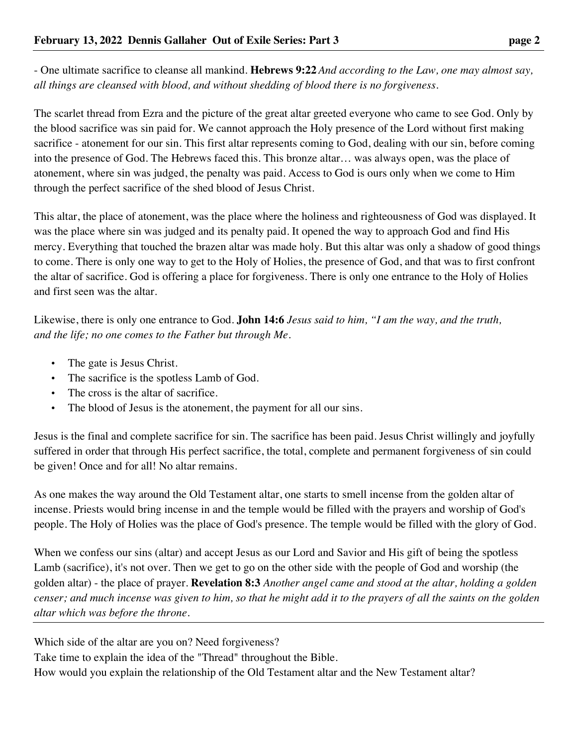- One ultimate sacrifice to cleanse all mankind. **Hebrews 9:22** *And according to the Law, one may almost say, all things are cleansed with blood, and without shedding of blood there is no forgiveness.*

The scarlet thread from Ezra and the picture of the great altar greeted everyone who came to see God. Only by the blood sacrifice was sin paid for. We cannot approach the Holy presence of the Lord without first making sacrifice - atonement for our sin. This first altar represents coming to God, dealing with our sin, before coming into the presence of God. The Hebrews faced this. This bronze altar… was always open, was the place of atonement, where sin was judged, the penalty was paid. Access to God is ours only when we come to Him through the perfect sacrifice of the shed blood of Jesus Christ.

This altar, the place of atonement, was the place where the holiness and righteousness of God was displayed. It was the place where sin was judged and its penalty paid. It opened the way to approach God and find His mercy. Everything that touched the brazen altar was made holy. But this altar was only a shadow of good things to come. There is only one way to get to the Holy of Holies, the presence of God, and that was to first confront the altar of sacrifice. God is offering a place for forgiveness. There is only one entrance to the Holy of Holies and first seen was the altar.

Likewise, there is only one entrance to God. **John 14:6** *Jesus said to him, "I am the way, and the truth, and the life; no one comes to the Father but through Me.*

- The gate is Jesus Christ.
- The sacrifice is the spotless Lamb of God.
- The cross is the altar of sacrifice.
- The blood of Jesus is the atonement, the payment for all our sins.

Jesus is the final and complete sacrifice for sin. The sacrifice has been paid. Jesus Christ willingly and joyfully suffered in order that through His perfect sacrifice, the total, complete and permanent forgiveness of sin could be given! Once and for all! No altar remains.

As one makes the way around the Old Testament altar, one starts to smell incense from the golden altar of incense. Priests would bring incense in and the temple would be filled with the prayers and worship of God's people. The Holy of Holies was the place of God's presence. The temple would be filled with the glory of God.

When we confess our sins (altar) and accept Jesus as our Lord and Savior and His gift of being the spotless Lamb (sacrifice), it's not over. Then we get to go on the other side with the people of God and worship (the golden altar) - the place of prayer. **Revelation 8:3** *Another angel came and stood at the altar, holding a golden censer; and much incense was given to him, so that he might add it to the prayers of all the saints on the golden altar which was before the throne.*

---

Which side of the altar are you on? Need forgiveness?
Take time to explain the idea of the "Thread" throughout the Bible.
How would you explain the relationship of the Old Testament altar and the New Testament altar?